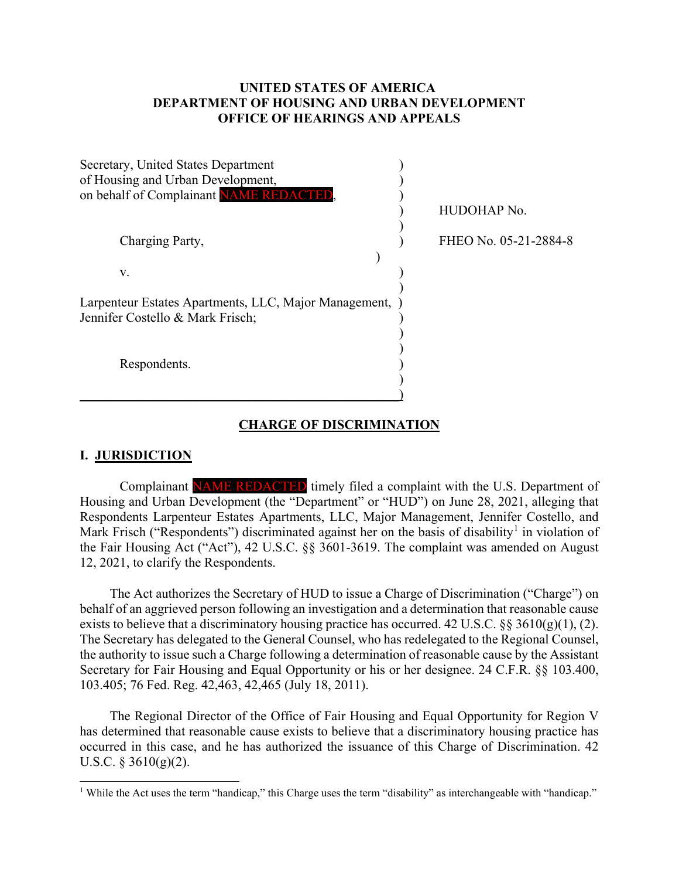# UNITED STATES OF AMERICA
# DEPARTMENT OF HOUSING AND URBAN DEVELOPMENT
# OFFICE OF HEARINGS AND APPEALS

| | |
|---|---|
| Secretary, United States Department of Housing and Urban Development, on behalf of Complainant NAME REDACTED, | |
| | HUDOHAP No. |
| Charging Party, | FHEO No. 05-21-2884-8 |
| v. | |
| Larpenteur Estates Apartments, LLC, Major Management, Jennifer Costello & Mark Frisch; | |
| Respondents. | |

## CHARGE OF DISCRIMINATION

## I. JURISDICTION

Complainant NAME REDACTED timely filed a complaint with the U.S. Department of Housing and Urban Development (the "Department" or "HUD") on June 28, 2021, alleging that Respondents Larpenteur Estates Apartments, LLC, Major Management, Jennifer Costello, and Mark Frisch ("Respondents") discriminated against her on the basis of disability[1] in violation of the Fair Housing Act ("Act"), 42 U.S.C. §§ 3601-3619. The complaint was amended on August 12, 2021, to clarify the Respondents.

The Act authorizes the Secretary of HUD to issue a Charge of Discrimination ("Charge") on behalf of an aggrieved person following an investigation and a determination that reasonable cause exists to believe that a discriminatory housing practice has occurred. 42 U.S.C. §§ 3610(g)(1), (2). The Secretary has delegated to the General Counsel, who has redelegated to the Regional Counsel, the authority to issue such a Charge following a determination of reasonable cause by the Assistant Secretary for Fair Housing and Equal Opportunity or his or her designee. 24 C.F.R. §§ 103.400, 103.405; 76 Fed. Reg. 42,463, 42,465 (July 18, 2011).

The Regional Director of the Office of Fair Housing and Equal Opportunity for Region V has determined that reasonable cause exists to believe that a discriminatory housing practice has occurred in this case, and he has authorized the issuance of this Charge of Discrimination. 42 U.S.C. § 3610(g)(2).

---

[1] While the Act uses the term "handicap," this Charge uses the term "disability" as interchangeable with "handicap."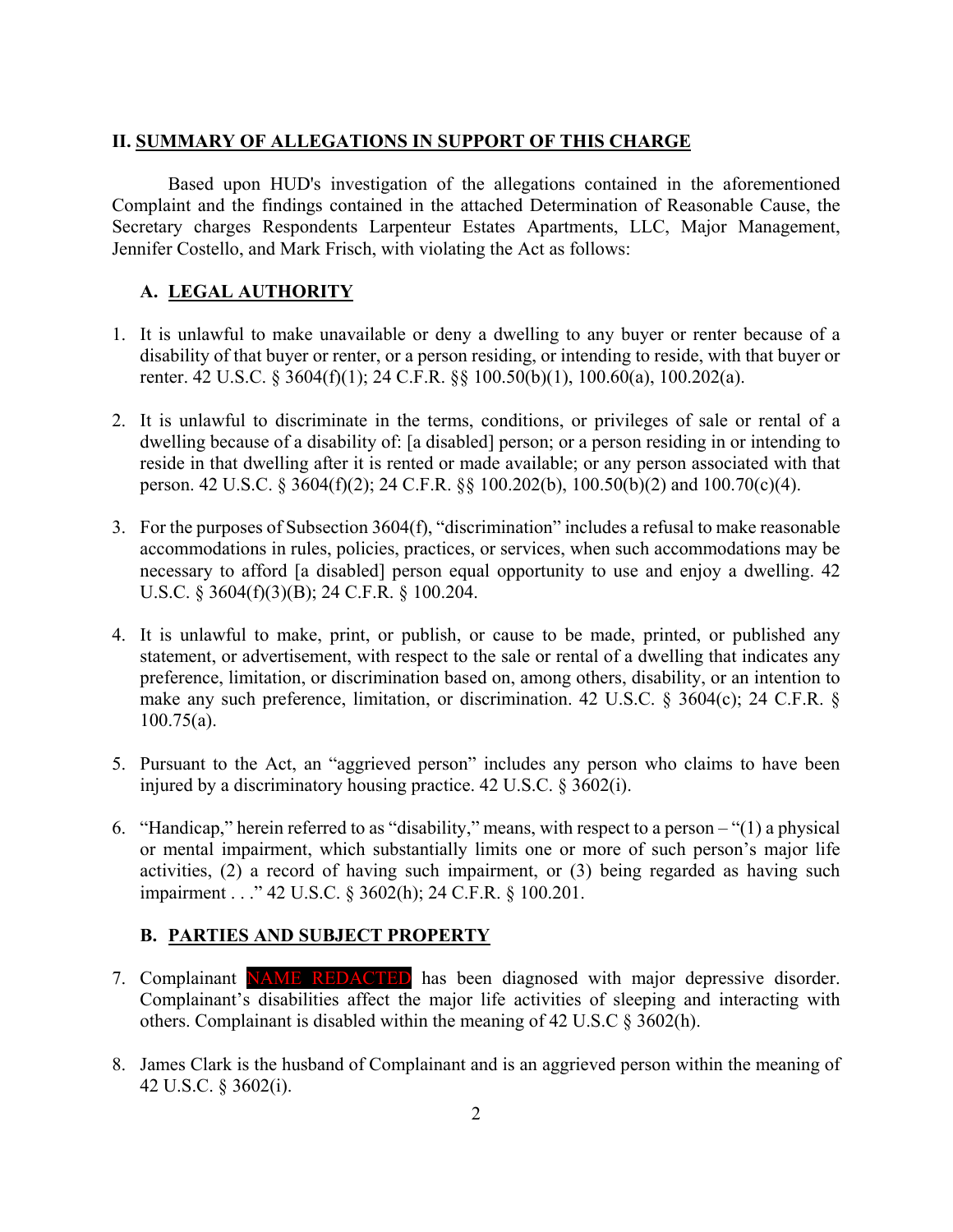## II. SUMMARY OF ALLEGATIONS IN SUPPORT OF THIS CHARGE

Based upon HUD's investigation of the allegations contained in the aforementioned Complaint and the findings contained in the attached Determination of Reasonable Cause, the Secretary charges Respondents Larpenteur Estates Apartments, LLC, Major Management, Jennifer Costello, and Mark Frisch, with violating the Act as follows:

### A. LEGAL AUTHORITY

1. It is unlawful to make unavailable or deny a dwelling to any buyer or renter because of a disability of that buyer or renter, or a person residing, or intending to reside, with that buyer or renter. 42 U.S.C. § 3604(f)(1); 24 C.F.R. §§ 100.50(b)(1), 100.60(a), 100.202(a).

2. It is unlawful to discriminate in the terms, conditions, or privileges of sale or rental of a dwelling because of a disability of: [a disabled] person; or a person residing in or intending to reside in that dwelling after it is rented or made available; or any person associated with that person. 42 U.S.C. § 3604(f)(2); 24 C.F.R. §§ 100.202(b), 100.50(b)(2) and 100.70(c)(4).

3. For the purposes of Subsection 3604(f), "discrimination" includes a refusal to make reasonable accommodations in rules, policies, practices, or services, when such accommodations may be necessary to afford [a disabled] person equal opportunity to use and enjoy a dwelling. 42 U.S.C. § 3604(f)(3)(B); 24 C.F.R. § 100.204.

4. It is unlawful to make, print, or publish, or cause to be made, printed, or published any statement, or advertisement, with respect to the sale or rental of a dwelling that indicates any preference, limitation, or discrimination based on, among others, disability, or an intention to make any such preference, limitation, or discrimination. 42 U.S.C. § 3604(c); 24 C.F.R. § 100.75(a).

5. Pursuant to the Act, an "aggrieved person" includes any person who claims to have been injured by a discriminatory housing practice. 42 U.S.C. § 3602(i).

6. "Handicap," herein referred to as "disability," means, with respect to a person – "(1) a physical or mental impairment, which substantially limits one or more of such person's major life activities, (2) a record of having such impairment, or (3) being regarded as having such impairment . . ." 42 U.S.C. § 3602(h); 24 C.F.R. § 100.201.

### B. PARTIES AND SUBJECT PROPERTY

7. Complainant NAME REDACTED has been diagnosed with major depressive disorder. Complainant's disabilities affect the major life activities of sleeping and interacting with others. Complainant is disabled within the meaning of 42 U.S.C § 3602(h).

8. James Clark is the husband of Complainant and is an aggrieved person within the meaning of 42 U.S.C. § 3602(i).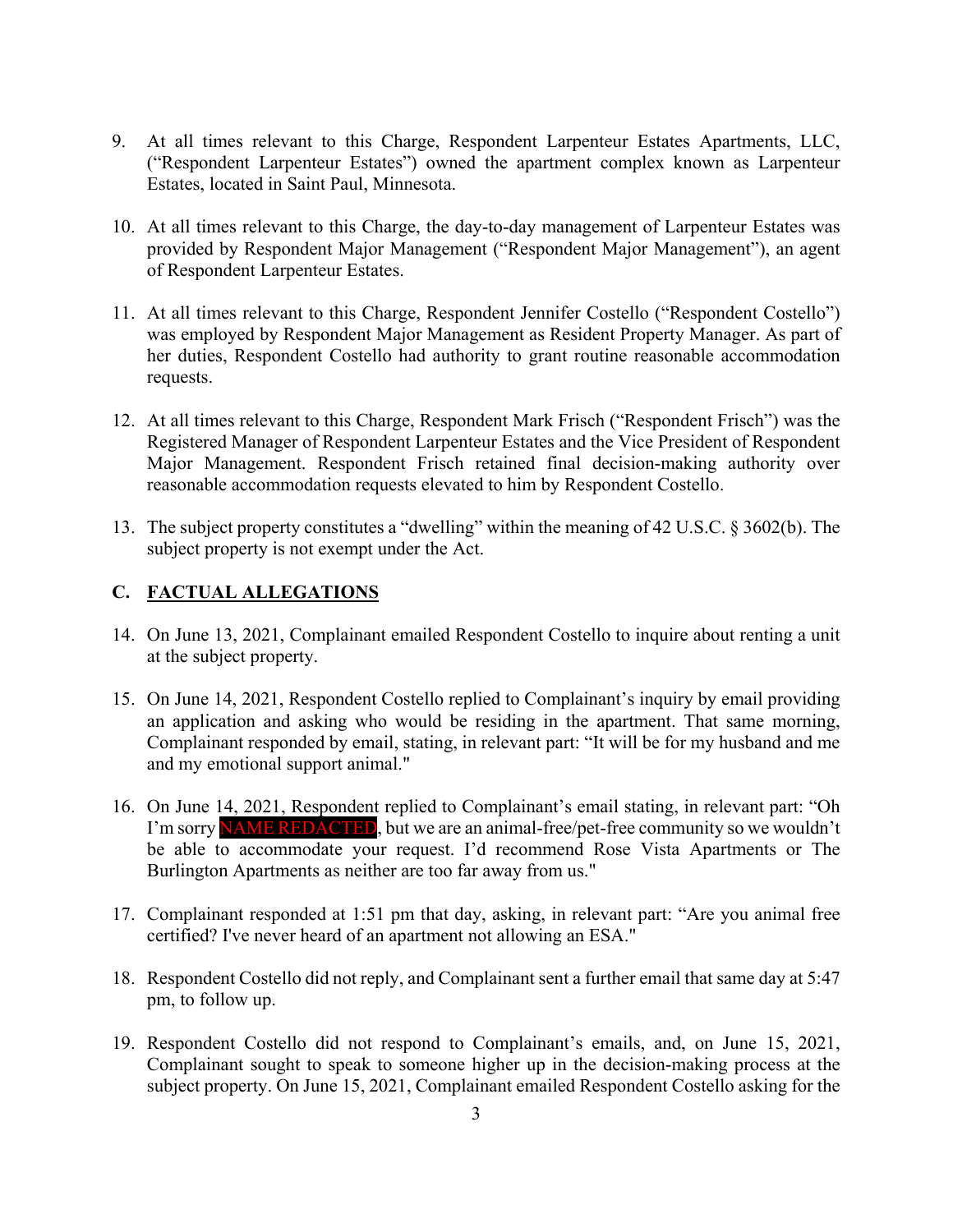9. At all times relevant to this Charge, Respondent Larpenteur Estates Apartments, LLC, ("Respondent Larpenteur Estates") owned the apartment complex known as Larpenteur Estates, located in Saint Paul, Minnesota.

10. At all times relevant to this Charge, the day-to-day management of Larpenteur Estates was provided by Respondent Major Management ("Respondent Major Management"), an agent of Respondent Larpenteur Estates.

11. At all times relevant to this Charge, Respondent Jennifer Costello ("Respondent Costello") was employed by Respondent Major Management as Resident Property Manager. As part of her duties, Respondent Costello had authority to grant routine reasonable accommodation requests.

12. At all times relevant to this Charge, Respondent Mark Frisch ("Respondent Frisch") was the Registered Manager of Respondent Larpenteur Estates and the Vice President of Respondent Major Management. Respondent Frisch retained final decision-making authority over reasonable accommodation requests elevated to him by Respondent Costello.

13. The subject property constitutes a "dwelling" within the meaning of 42 U.S.C. § 3602(b). The subject property is not exempt under the Act.

## C. FACTUAL ALLEGATIONS

14. On June 13, 2021, Complainant emailed Respondent Costello to inquire about renting a unit at the subject property.

15. On June 14, 2021, Respondent Costello replied to Complainant's inquiry by email providing an application and asking who would be residing in the apartment. That same morning, Complainant responded by email, stating, in relevant part: "It will be for my husband and me and my emotional support animal."

16. On June 14, 2021, Respondent replied to Complainant's email stating, in relevant part: "Oh I'm sorry NAME REDACTED, but we are an animal-free/pet-free community so we wouldn't be able to accommodate your request. I'd recommend Rose Vista Apartments or The Burlington Apartments as neither are too far away from us."

17. Complainant responded at 1:51 pm that day, asking, in relevant part: "Are you animal free certified? I've never heard of an apartment not allowing an ESA."

18. Respondent Costello did not reply, and Complainant sent a further email that same day at 5:47 pm, to follow up.

19. Respondent Costello did not respond to Complainant's emails, and, on June 15, 2021, Complainant sought to speak to someone higher up in the decision-making process at the subject property. On June 15, 2021, Complainant emailed Respondent Costello asking for the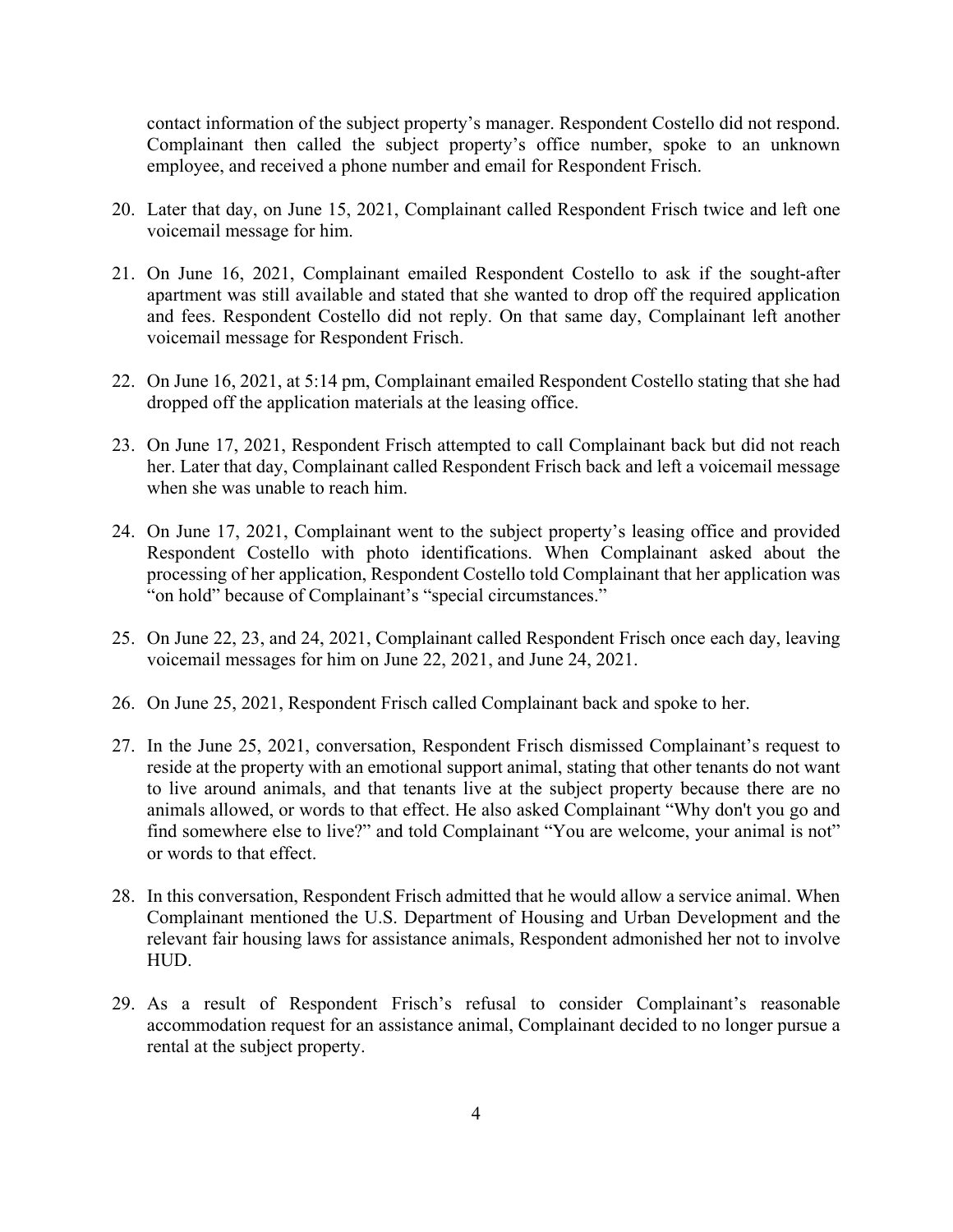contact information of the subject property's manager. Respondent Costello did not respond. Complainant then called the subject property's office number, spoke to an unknown employee, and received a phone number and email for Respondent Frisch.

20. Later that day, on June 15, 2021, Complainant called Respondent Frisch twice and left one voicemail message for him.

21. On June 16, 2021, Complainant emailed Respondent Costello to ask if the sought-after apartment was still available and stated that she wanted to drop off the required application and fees. Respondent Costello did not reply. On that same day, Complainant left another voicemail message for Respondent Frisch.

22. On June 16, 2021, at 5:14 pm, Complainant emailed Respondent Costello stating that she had dropped off the application materials at the leasing office.

23. On June 17, 2021, Respondent Frisch attempted to call Complainant back but did not reach her. Later that day, Complainant called Respondent Frisch back and left a voicemail message when she was unable to reach him.

24. On June 17, 2021, Complainant went to the subject property's leasing office and provided Respondent Costello with photo identifications. When Complainant asked about the processing of her application, Respondent Costello told Complainant that her application was "on hold" because of Complainant's "special circumstances."

25. On June 22, 23, and 24, 2021, Complainant called Respondent Frisch once each day, leaving voicemail messages for him on June 22, 2021, and June 24, 2021.

26. On June 25, 2021, Respondent Frisch called Complainant back and spoke to her.

27. In the June 25, 2021, conversation, Respondent Frisch dismissed Complainant's request to reside at the property with an emotional support animal, stating that other tenants do not want to live around animals, and that tenants live at the subject property because there are no animals allowed, or words to that effect. He also asked Complainant "Why don't you go and find somewhere else to live?" and told Complainant "You are welcome, your animal is not" or words to that effect.

28. In this conversation, Respondent Frisch admitted that he would allow a service animal. When Complainant mentioned the U.S. Department of Housing and Urban Development and the relevant fair housing laws for assistance animals, Respondent admonished her not to involve HUD.

29. As a result of Respondent Frisch's refusal to consider Complainant's reasonable accommodation request for an assistance animal, Complainant decided to no longer pursue a rental at the subject property.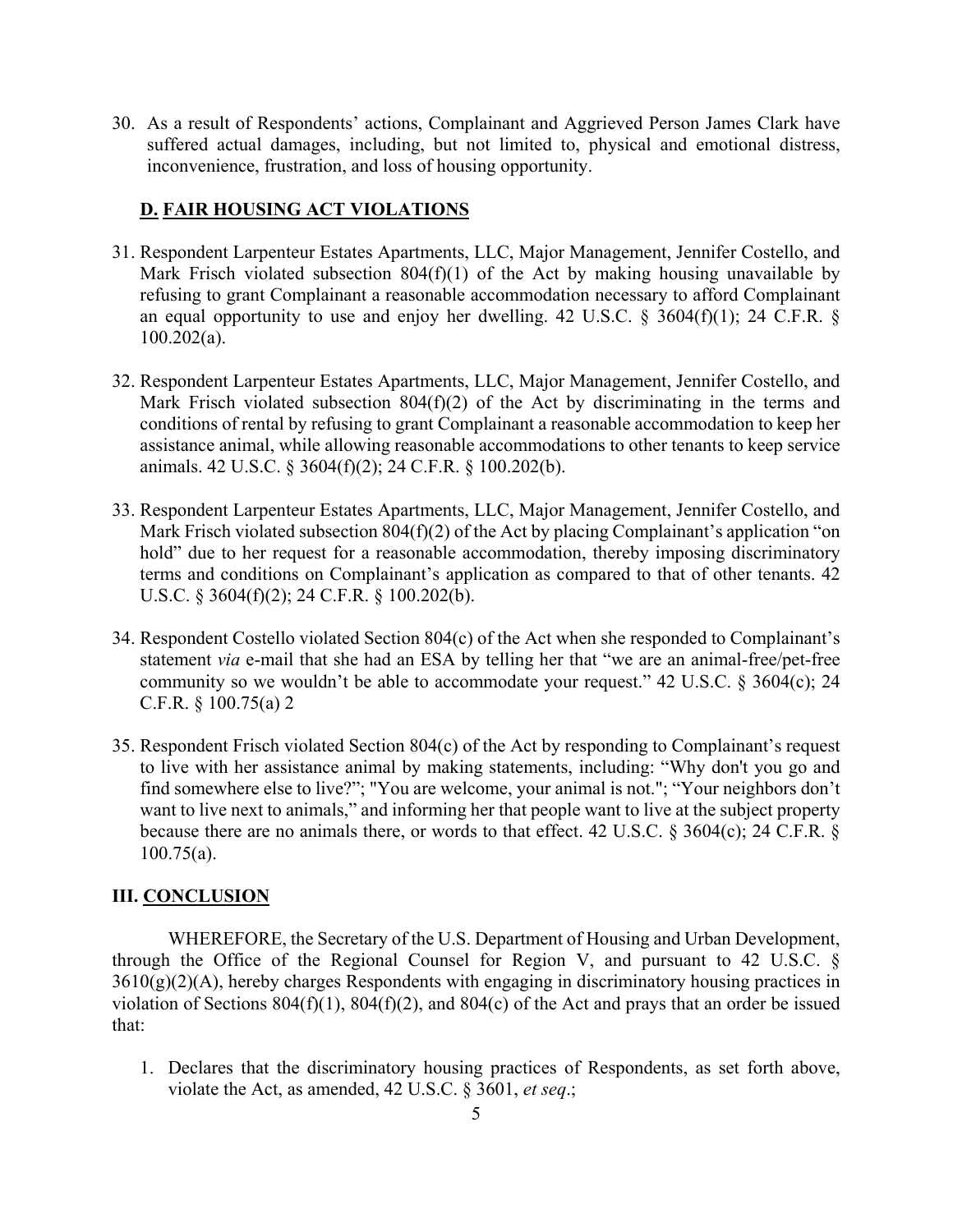30. As a result of Respondents' actions, Complainant and Aggrieved Person James Clark have suffered actual damages, including, but not limited to, physical and emotional distress, inconvenience, frustration, and loss of housing opportunity.

### **D. FAIR HOUSING ACT VIOLATIONS**

31. Respondent Larpenteur Estates Apartments, LLC, Major Management, Jennifer Costello, and Mark Frisch violated subsection 804(f)(1) of the Act by making housing unavailable by refusing to grant Complainant a reasonable accommodation necessary to afford Complainant an equal opportunity to use and enjoy her dwelling. 42 U.S.C. § 3604(f)(1); 24 C.F.R. § 100.202(a).

32. Respondent Larpenteur Estates Apartments, LLC, Major Management, Jennifer Costello, and Mark Frisch violated subsection 804(f)(2) of the Act by discriminating in the terms and conditions of rental by refusing to grant Complainant a reasonable accommodation to keep her assistance animal, while allowing reasonable accommodations to other tenants to keep service animals. 42 U.S.C. § 3604(f)(2); 24 C.F.R. § 100.202(b).

33. Respondent Larpenteur Estates Apartments, LLC, Major Management, Jennifer Costello, and Mark Frisch violated subsection 804(f)(2) of the Act by placing Complainant's application "on hold" due to her request for a reasonable accommodation, thereby imposing discriminatory terms and conditions on Complainant's application as compared to that of other tenants. 42 U.S.C. § 3604(f)(2); 24 C.F.R. § 100.202(b).

34. Respondent Costello violated Section 804(c) of the Act when she responded to Complainant's statement *via* e-mail that she had an ESA by telling her that "we are an animal-free/pet-free community so we wouldn't be able to accommodate your request." 42 U.S.C. § 3604(c); 24 C.F.R. § 100.75(a) 2

35. Respondent Frisch violated Section 804(c) of the Act by responding to Complainant's request to live with her assistance animal by making statements, including: "Why don't you go and find somewhere else to live?"; "You are welcome, your animal is not."; "Your neighbors don't want to live next to animals," and informing her that people want to live at the subject property because there are no animals there, or words to that effect. 42 U.S.C. § 3604(c); 24 C.F.R. § 100.75(a).

## **III. CONCLUSION**

WHEREFORE, the Secretary of the U.S. Department of Housing and Urban Development, through the Office of the Regional Counsel for Region V, and pursuant to 42 U.S.C. § 3610(g)(2)(A), hereby charges Respondents with engaging in discriminatory housing practices in violation of Sections 804(f)(1), 804(f)(2), and 804(c) of the Act and prays that an order be issued that:

1. Declares that the discriminatory housing practices of Respondents, as set forth above, violate the Act, as amended, 42 U.S.C. § 3601, *et seq*.;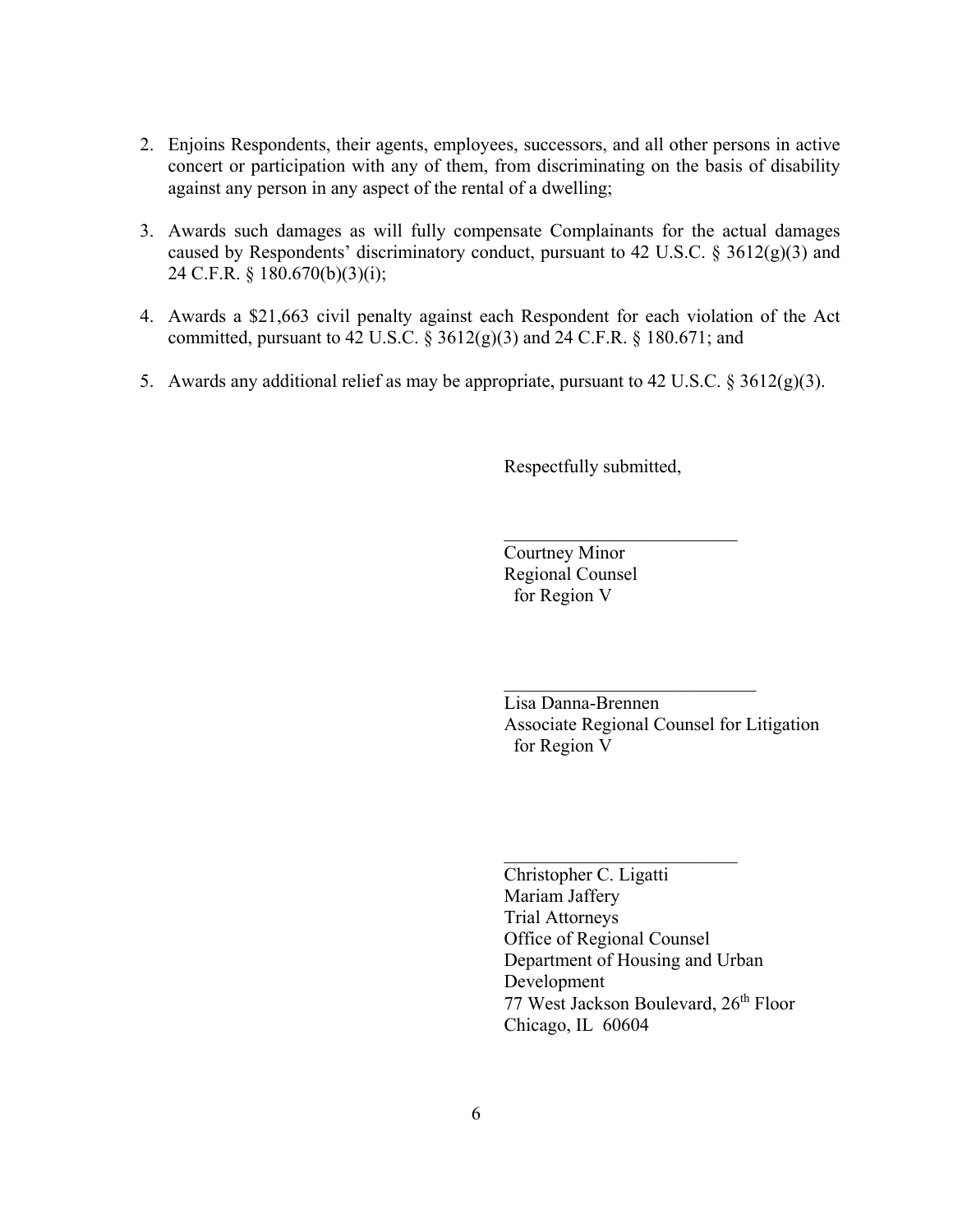2. Enjoins Respondents, their agents, employees, successors, and all other persons in active concert or participation with any of them, from discriminating on the basis of disability against any person in any aspect of the rental of a dwelling;

3. Awards such damages as will fully compensate Complainants for the actual damages caused by Respondents' discriminatory conduct, pursuant to 42 U.S.C. § 3612(g)(3) and 24 C.F.R. § 180.670(b)(3)(i);

4. Awards a $21,663 civil penalty against each Respondent for each violation of the Act committed, pursuant to 42 U.S.C. § 3612(g)(3) and 24 C.F.R. § 180.671; and

5. Awards any additional relief as may be appropriate, pursuant to 42 U.S.C. § 3612(g)(3).

Respectfully submitted,

___________________________

Courtney Minor
Regional Counsel
for Region V

___________________________

Lisa Danna-Brennen
Associate Regional Counsel for Litigation
for Region V

___________________________

Christopher C. Ligatti
Mariam Jaffery
Trial Attorneys
Office of Regional Counsel
Department of Housing and Urban Development
77 West Jackson Boulevard, 26th Floor
Chicago, IL 60604